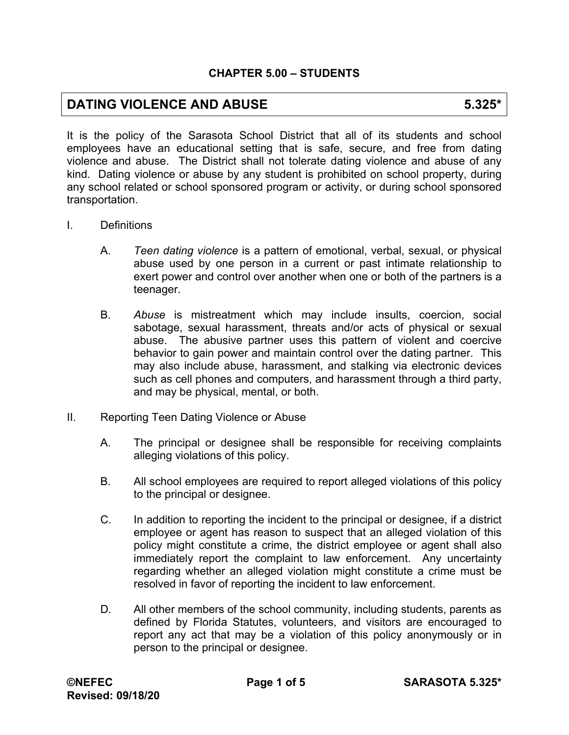**CHAPTER 5.00 – STUDENTS**

## DATING VIOLENCE AND ABUSE 5.325*

It is the policy of the Sarasota School District that all of its students and school employees have an educational setting that is safe, secure, and free from dating violence and abuse. The District shall not tolerate dating violence and abuse of any kind. Dating violence or abuse by any student is prohibited on school property, during any school related or school sponsored program or activity, or during school sponsored transportation.

I. Definitions

A. *Teen dating violence* is a pattern of emotional, verbal, sexual, or physical abuse used by one person in a current or past intimate relationship to exert power and control over another when one or both of the partners is a teenager.

B. *Abuse* is mistreatment which may include insults, coercion, social sabotage, sexual harassment, threats and/or acts of physical or sexual abuse. The abusive partner uses this pattern of violent and coercive behavior to gain power and maintain control over the dating partner. This may also include abuse, harassment, and stalking via electronic devices such as cell phones and computers, and harassment through a third party, and may be physical, mental, or both.

II. Reporting Teen Dating Violence or Abuse

A. The principal or designee shall be responsible for receiving complaints alleging violations of this policy.

B. All school employees are required to report alleged violations of this policy to the principal or designee.

C. In addition to reporting the incident to the principal or designee, if a district employee or agent has reason to suspect that an alleged violation of this policy might constitute a crime, the district employee or agent shall also immediately report the complaint to law enforcement. Any uncertainty regarding whether an alleged violation might constitute a crime must be resolved in favor of reporting the incident to law enforcement.

D. All other members of the school community, including students, parents as defined by Florida Statutes, volunteers, and visitors are encouraged to report any act that may be a violation of this policy anonymously or in person to the principal or designee.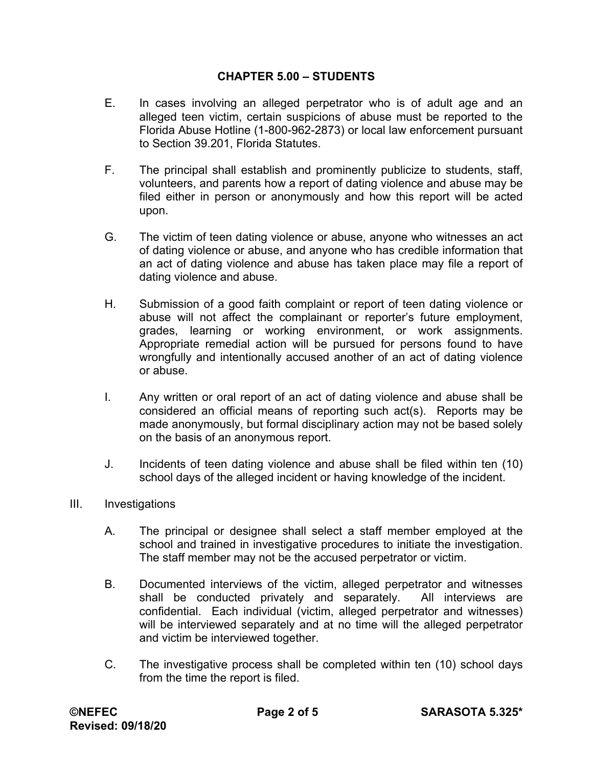E. In cases involving an alleged perpetrator who is of adult age and an alleged teen victim, certain suspicions of abuse must be reported to the Florida Abuse Hotline (1-800-962-2873) or local law enforcement pursuant to Section 39.201, Florida Statutes.

F. The principal shall establish and prominently publicize to students, staff, volunteers, and parents how a report of dating violence and abuse may be filed either in person or anonymously and how this report will be acted upon.

G. The victim of teen dating violence or abuse, anyone who witnesses an act of dating violence or abuse, and anyone who has credible information that an act of dating violence and abuse has taken place may file a report of dating violence and abuse.

H. Submission of a good faith complaint or report of teen dating violence or abuse will not affect the complainant or reporter's future employment, grades, learning or working environment, or work assignments. Appropriate remedial action will be pursued for persons found to have wrongfully and intentionally accused another of an act of dating violence or abuse.

I. Any written or oral report of an act of dating violence and abuse shall be considered an official means of reporting such act(s). Reports may be made anonymously, but formal disciplinary action may not be based solely on the basis of an anonymous report.

J. Incidents of teen dating violence and abuse shall be filed within ten (10) school days of the alleged incident or having knowledge of the incident.

III. Investigations

A. The principal or designee shall select a staff member employed at the school and trained in investigative procedures to initiate the investigation. The staff member may not be the accused perpetrator or victim.

B. Documented interviews of the victim, alleged perpetrator and witnesses shall be conducted privately and separately. All interviews are confidential. Each individual (victim, alleged perpetrator and witnesses) will be interviewed separately and at no time will the alleged perpetrator and victim be interviewed together.

C. The investigative process shall be completed within ten (10) school days from the time the report is filed.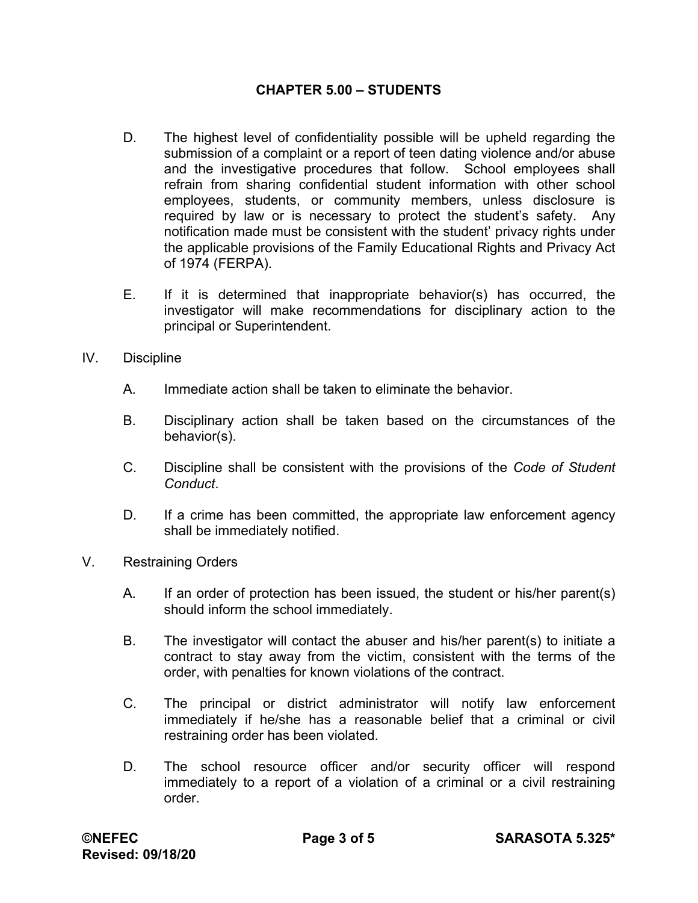## CHAPTER 5.00 – STUDENTS

D. The highest level of confidentiality possible will be upheld regarding the submission of a complaint or a report of teen dating violence and/or abuse and the investigative procedures that follow. School employees shall refrain from sharing confidential student information with other school employees, students, or community members, unless disclosure is required by law or is necessary to protect the student's safety. Any notification made must be consistent with the student' privacy rights under the applicable provisions of the Family Educational Rights and Privacy Act of 1974 (FERPA).

E. If it is determined that inappropriate behavior(s) has occurred, the investigator will make recommendations for disciplinary action to the principal or Superintendent.

IV. Discipline

A. Immediate action shall be taken to eliminate the behavior.

B. Disciplinary action shall be taken based on the circumstances of the behavior(s).

C. Discipline shall be consistent with the provisions of the *Code of Student Conduct*.

D. If a crime has been committed, the appropriate law enforcement agency shall be immediately notified.

V. Restraining Orders

A. If an order of protection has been issued, the student or his/her parent(s) should inform the school immediately.

B. The investigator will contact the abuser and his/her parent(s) to initiate a contract to stay away from the victim, consistent with the terms of the order, with penalties for known violations of the contract.

C. The principal or district administrator will notify law enforcement immediately if he/she has a reasonable belief that a criminal or civil restraining order has been violated.

D. The school resource officer and/or security officer will respond immediately to a report of a violation of a criminal or a civil restraining order.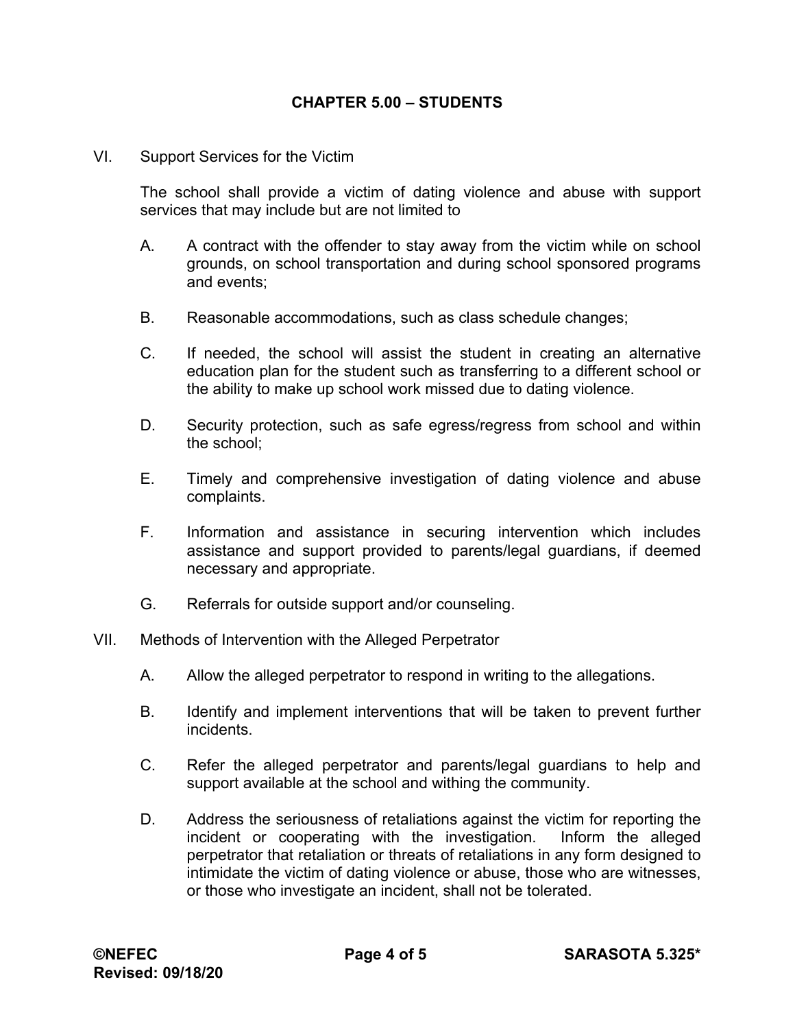## CHAPTER 5.00 – STUDENTS

VI. Support Services for the Victim

The school shall provide a victim of dating violence and abuse with support services that may include but are not limited to

A. A contract with the offender to stay away from the victim while on school grounds, on school transportation and during school sponsored programs and events;

B. Reasonable accommodations, such as class schedule changes;

C. If needed, the school will assist the student in creating an alternative education plan for the student such as transferring to a different school or the ability to make up school work missed due to dating violence.

D. Security protection, such as safe egress/regress from school and within the school;

E. Timely and comprehensive investigation of dating violence and abuse complaints.

F. Information and assistance in securing intervention which includes assistance and support provided to parents/legal guardians, if deemed necessary and appropriate.

G. Referrals for outside support and/or counseling.

VII. Methods of Intervention with the Alleged Perpetrator

A. Allow the alleged perpetrator to respond in writing to the allegations.

B. Identify and implement interventions that will be taken to prevent further incidents.

C. Refer the alleged perpetrator and parents/legal guardians to help and support available at the school and withing the community.

D. Address the seriousness of retaliations against the victim for reporting the incident or cooperating with the investigation. Inform the alleged perpetrator that retaliation or threats of retaliations in any form designed to intimidate the victim of dating violence or abuse, those who are witnesses, or those who investigate an incident, shall not be tolerated.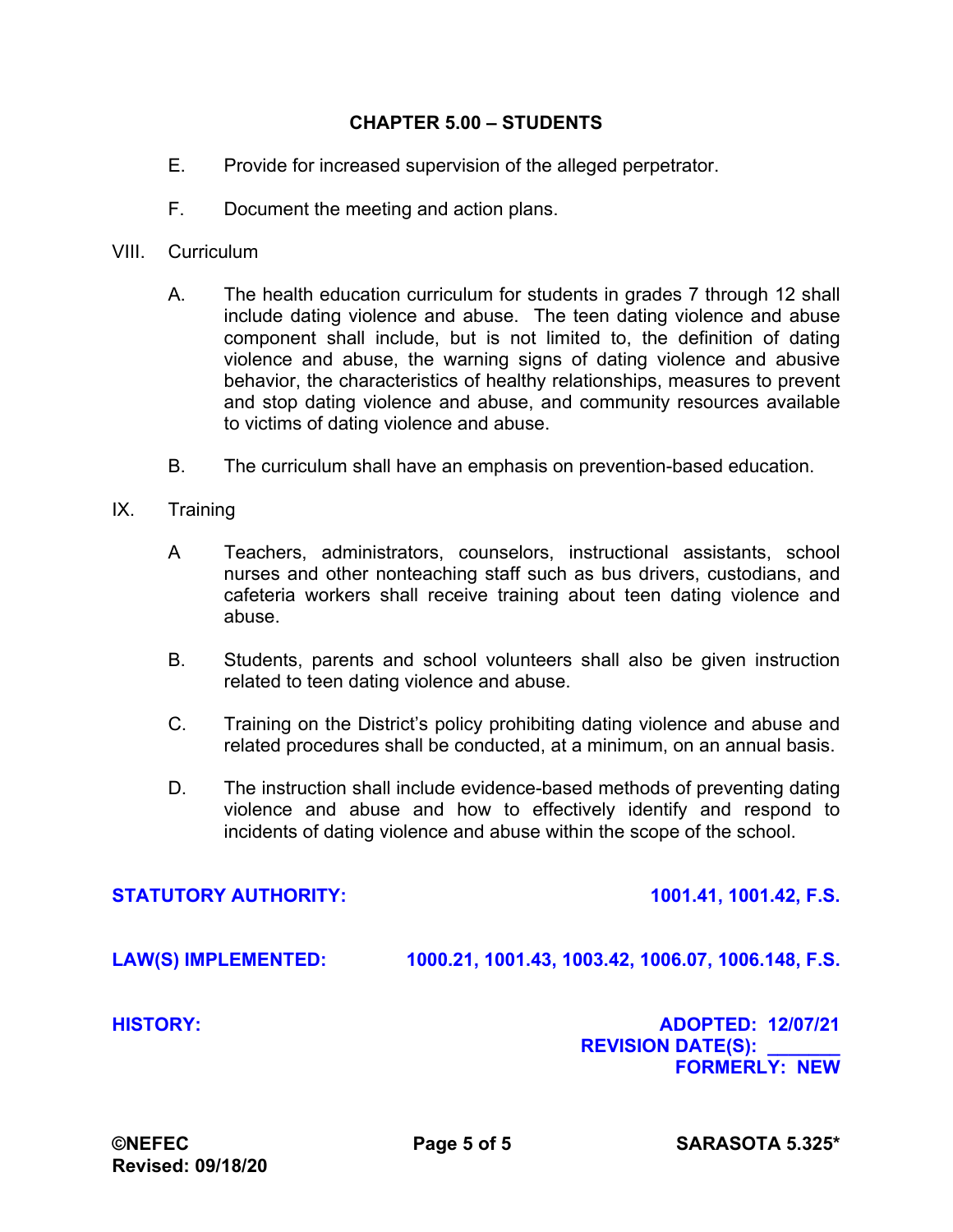E. Provide for increased supervision of the alleged perpetrator.

F. Document the meeting and action plans.

VIII. Curriculum

A. The health education curriculum for students in grades 7 through 12 shall include dating violence and abuse. The teen dating violence and abuse component shall include, but is not limited to, the definition of dating violence and abuse, the warning signs of dating violence and abusive behavior, the characteristics of healthy relationships, measures to prevent and stop dating violence and abuse, and community resources available to victims of dating violence and abuse.

B. The curriculum shall have an emphasis on prevention-based education.

IX. Training

A Teachers, administrators, counselors, instructional assistants, school nurses and other nonteaching staff such as bus drivers, custodians, and cafeteria workers shall receive training about teen dating violence and abuse.

B. Students, parents and school volunteers shall also be given instruction related to teen dating violence and abuse.

C. Training on the District's policy prohibiting dating violence and abuse and related procedures shall be conducted, at a minimum, on an annual basis.

D. The instruction shall include evidence-based methods of preventing dating violence and abuse and how to effectively identify and respond to incidents of dating violence and abuse within the scope of the school.

**STATUTORY AUTHORITY:** **1001.41, 1001.42, F.S.**

**LAW(S) IMPLEMENTED:** **1000.21, 1001.43, 1003.42, 1006.07, 1006.148, F.S.**

**HISTORY:** **ADOPTED: 12/07/21**
**REVISION DATE(S): _______**
**FORMERLY: NEW**